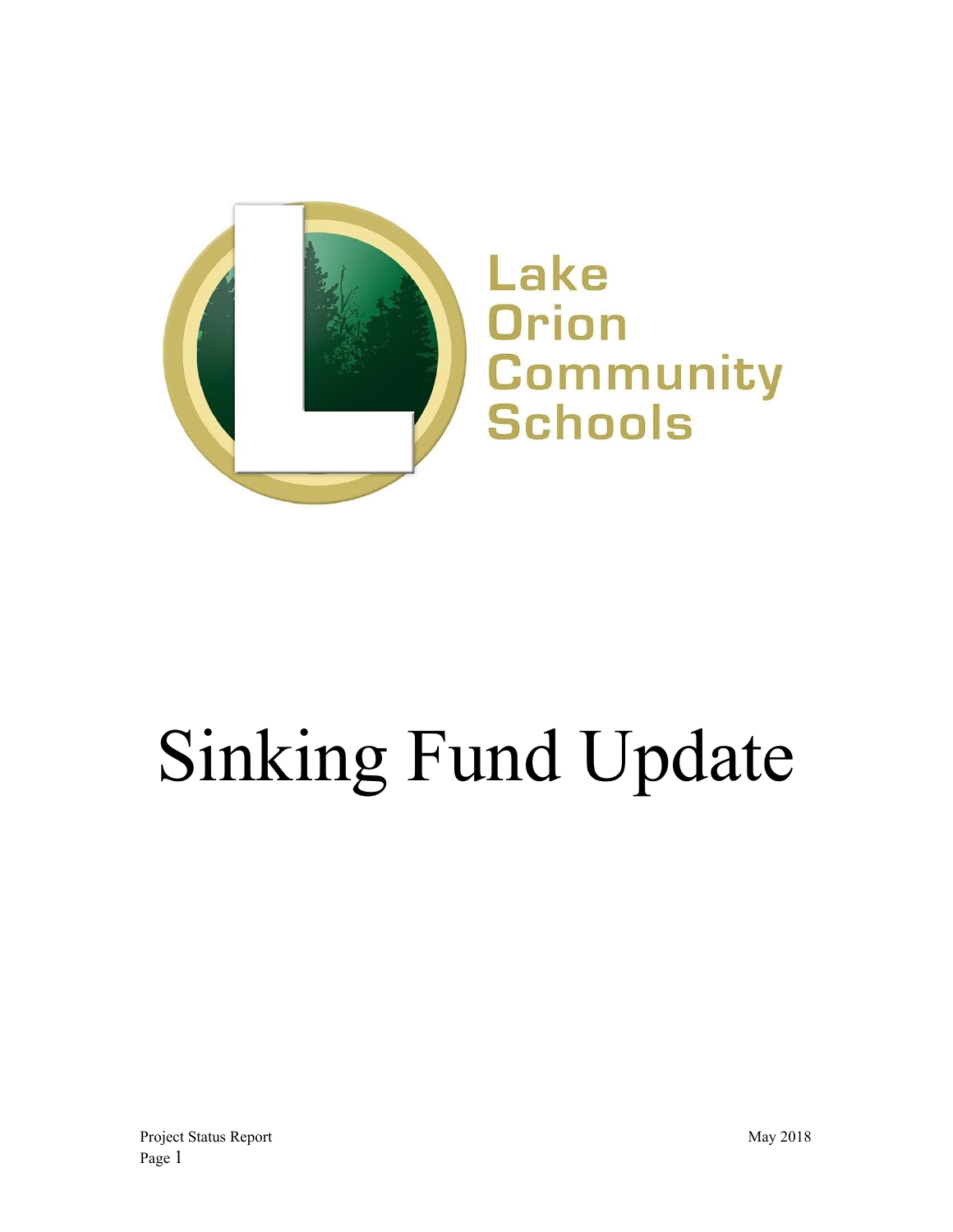Lake Orion Community Schools

# Sinking Fund Update

Project Status Report

May 2018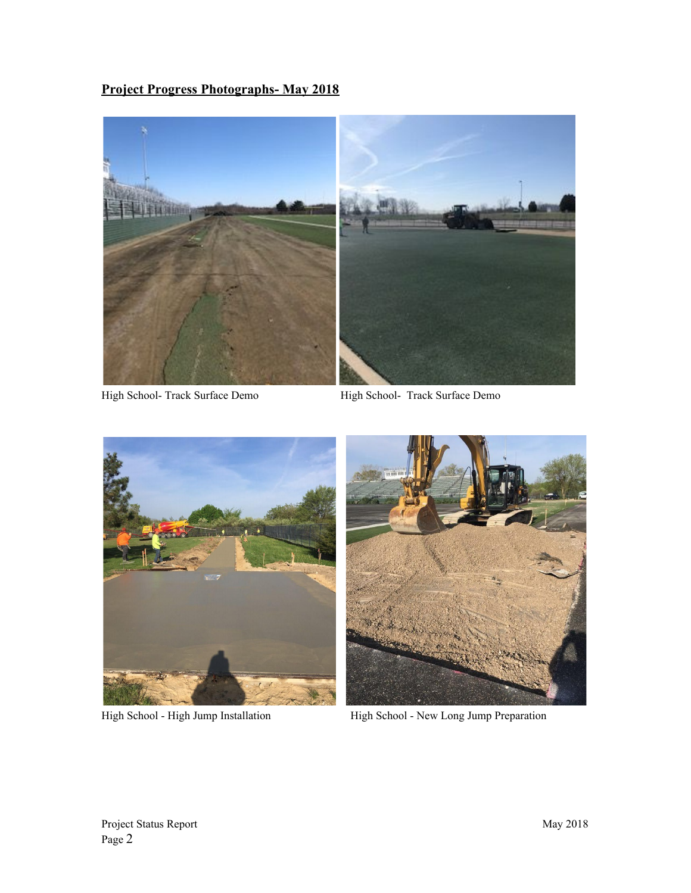**Project Progress Photographs- May 2018**

High School- Track Surface Demo

High School- Track Surface Demo

High School - High Jump Installation

High School - New Long Jump Preparation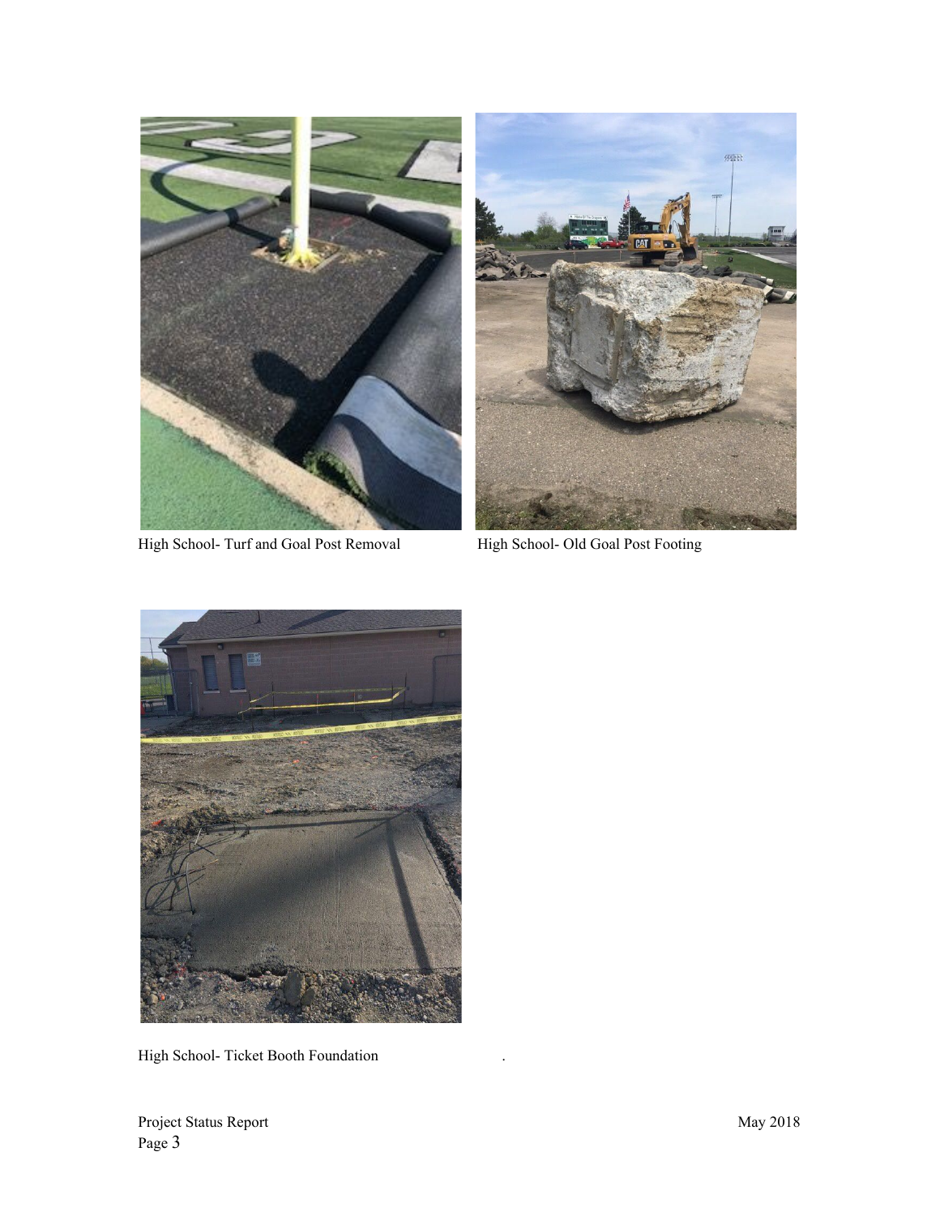High School- Turf and Goal Post Removal

High School- Old Goal Post Footing

High School- Ticket Booth Foundation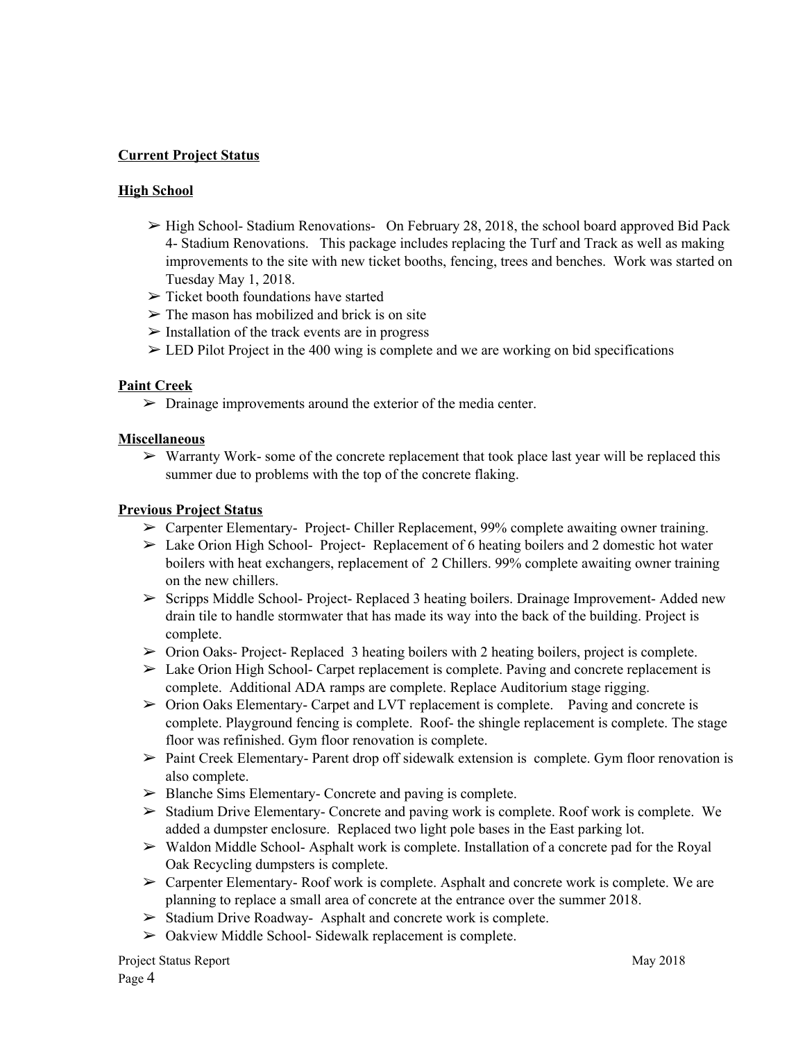**Current Project Status**

**High School**

- High School- Stadium Renovations- On February 28, 2018, the school board approved Bid Pack 4- Stadium Renovations. This package includes replacing the Turf and Track as well as making improvements to the site with new ticket booths, fencing, trees and benches. Work was started on Tuesday May 1, 2018.
- Ticket booth foundations have started
- The mason has mobilized and brick is on site
- Installation of the track events are in progress
- LED Pilot Project in the 400 wing is complete and we are working on bid specifications

**Paint Creek**

- Drainage improvements around the exterior of the media center.

**Miscellaneous**

- Warranty Work- some of the concrete replacement that took place last year will be replaced this summer due to problems with the top of the concrete flaking.

**Previous Project Status**

- Carpenter Elementary- Project- Chiller Replacement, 99% complete awaiting owner training.
- Lake Orion High School- Project- Replacement of 6 heating boilers and 2 domestic hot water boilers with heat exchangers, replacement of 2 Chillers. 99% complete awaiting owner training on the new chillers.
- Scripps Middle School- Project- Replaced 3 heating boilers. Drainage Improvement- Added new drain tile to handle stormwater that has made its way into the back of the building. Project is complete.
- Orion Oaks- Project- Replaced 3 heating boilers with 2 heating boilers, project is complete.
- Lake Orion High School- Carpet replacement is complete. Paving and concrete replacement is complete. Additional ADA ramps are complete. Replace Auditorium stage rigging.
- Orion Oaks Elementary- Carpet and LVT replacement is complete. Paving and concrete is complete. Playground fencing is complete. Roof- the shingle replacement is complete. The stage floor was refinished. Gym floor renovation is complete.
- Paint Creek Elementary- Parent drop off sidewalk extension is complete. Gym floor renovation is also complete.
- Blanche Sims Elementary- Concrete and paving is complete.
- Stadium Drive Elementary- Concrete and paving work is complete. Roof work is complete. We added a dumpster enclosure. Replaced two light pole bases in the East parking lot.
- Waldon Middle School- Asphalt work is complete. Installation of a concrete pad for the Royal Oak Recycling dumpsters is complete.
- Carpenter Elementary- Roof work is complete. Asphalt and concrete work is complete. We are planning to replace a small area of concrete at the entrance over the summer 2018.
- Stadium Drive Roadway- Asphalt and concrete work is complete.
- Oakview Middle School- Sidewalk replacement is complete.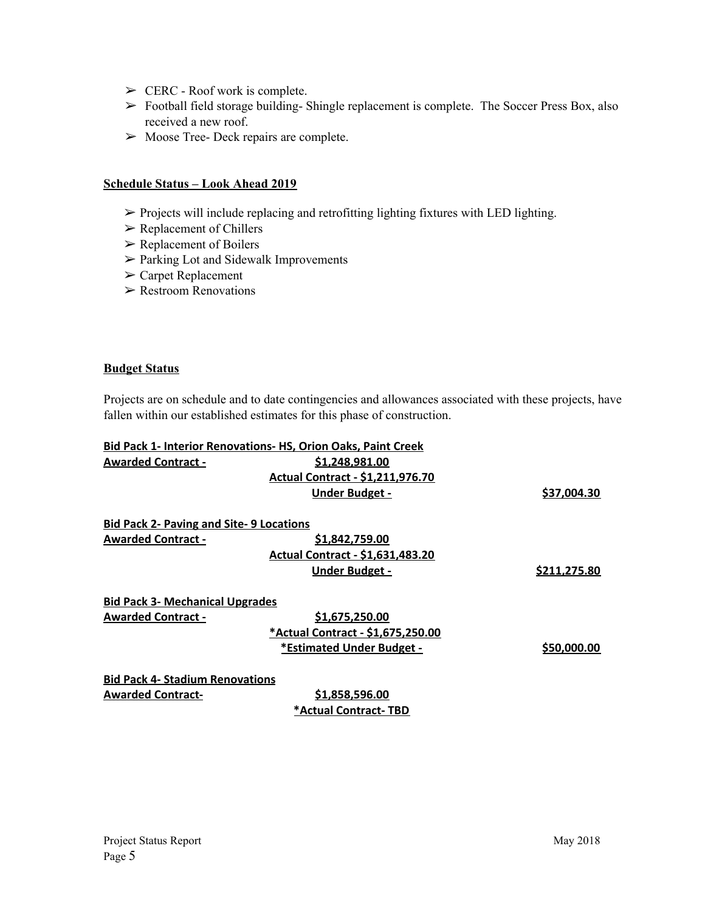- ➢ CERC - Roof work is complete.
- ➢ Football field storage building- Shingle replacement is complete. The Soccer Press Box, also received a new roof.
- ➢ Moose Tree- Deck repairs are complete.

**Schedule Status – Look Ahead 2019**

- ➢ Projects will include replacing and retrofitting lighting fixtures with LED lighting.
- ➢ Replacement of Chillers
- ➢ Replacement of Boilers
- ➢ Parking Lot and Sidewalk Improvements
- ➢ Carpet Replacement
- ➢ Restroom Renovations

**Budget Status**

Projects are on schedule and to date contingencies and allowances associated with these projects, have fallen within our established estimates for this phase of construction.

**Bid Pack 1- Interior Renovations- HS, Orion Oaks, Paint Creek**

**Awarded Contract -** **$1,248,981.00**

**Actual Contract - $1,211,976.70**

**Under Budget -** **$37,004.30**

**Bid Pack 2- Paving and Site- 9 Locations**

**Awarded Contract -** **$1,842,759.00**

**Actual Contract - $1,631,483.20**

**Under Budget -** **$211,275.80**

**Bid Pack 3- Mechanical Upgrades**

**Awarded Contract -** **$1,675,250.00**

**\*Actual Contract - $1,675,250.00**

**\*Estimated Under Budget -** **$50,000.00**

**Bid Pack 4- Stadium Renovations**

**Awarded Contract-** **$1,858,596.00**

**\*Actual Contract- TBD**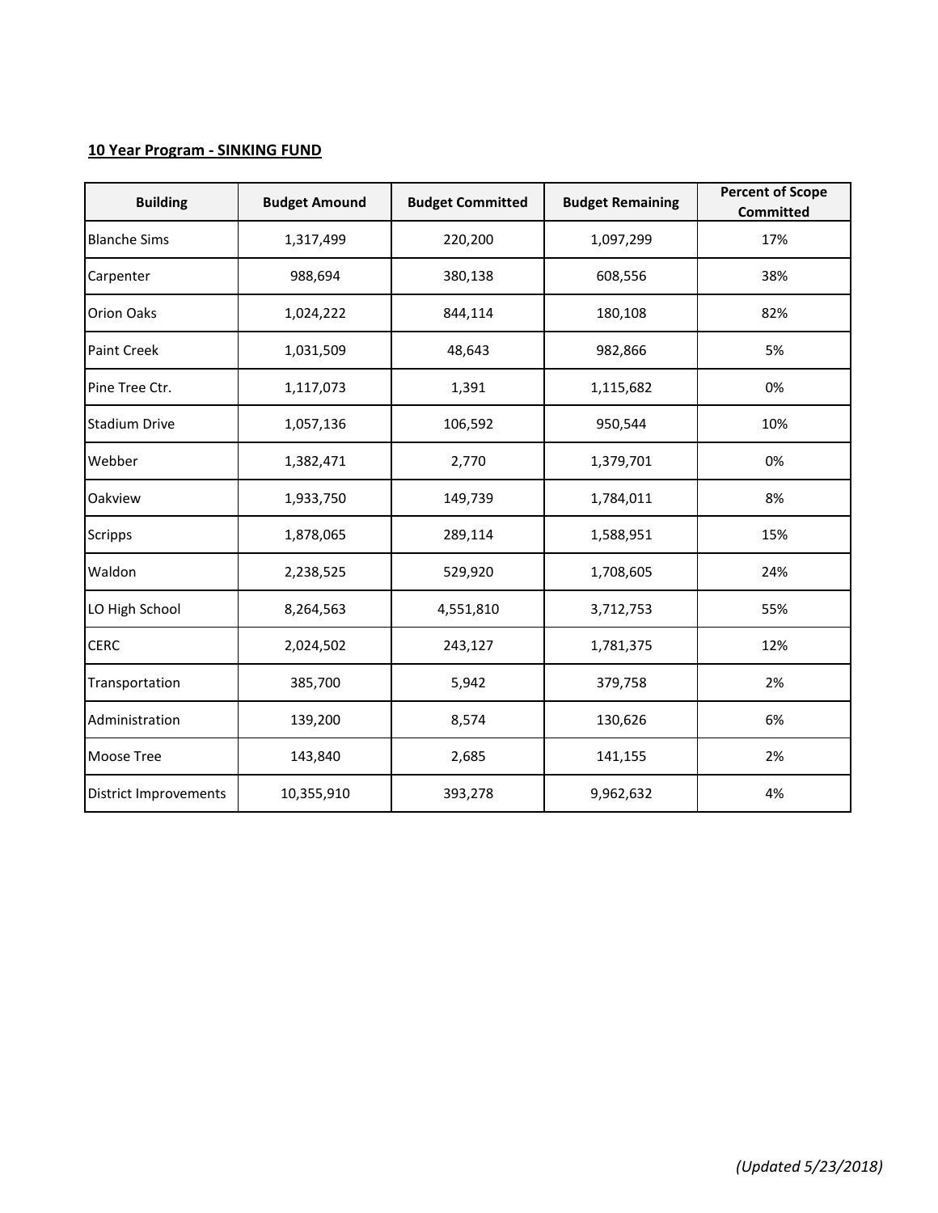**10 Year Program - SINKING FUND**

| Building | Budget Amound | Budget Committed | Budget Remaining | Percent of Scope Committed |
|---|---|---|---|---|
| Blanche Sims | 1,317,499 | 220,200 | 1,097,299 | 17% |
| Carpenter | 988,694 | 380,138 | 608,556 | 38% |
| Orion Oaks | 1,024,222 | 844,114 | 180,108 | 82% |
| Paint Creek | 1,031,509 | 48,643 | 982,866 | 5% |
| Pine Tree Ctr. | 1,117,073 | 1,391 | 1,115,682 | 0% |
| Stadium Drive | 1,057,136 | 106,592 | 950,544 | 10% |
| Webber | 1,382,471 | 2,770 | 1,379,701 | 0% |
| Oakview | 1,933,750 | 149,739 | 1,784,011 | 8% |
| Scripps | 1,878,065 | 289,114 | 1,588,951 | 15% |
| Waldon | 2,238,525 | 529,920 | 1,708,605 | 24% |
| LO High School | 8,264,563 | 4,551,810 | 3,712,753 | 55% |
| CERC | 2,024,502 | 243,127 | 1,781,375 | 12% |
| Transportation | 385,700 | 5,942 | 379,758 | 2% |
| Administration | 139,200 | 8,574 | 130,626 | 6% |
| Moose Tree | 143,840 | 2,685 | 141,155 | 2% |
| District Improvements | 10,355,910 | 393,278 | 9,962,632 | 4% |

*(Updated 5/23/2018)*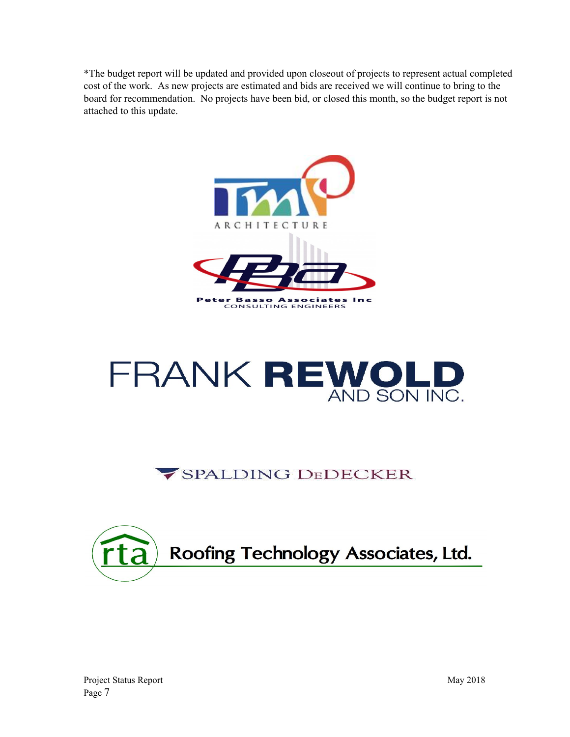*The budget report will be updated and provided upon closeout of projects to represent actual completed cost of the work. As new projects are estimated and bids are received we will continue to bring to the board for recommendation. No projects have been bid, or closed this month, so the budget report is not attached to this update.

ARCHITECTURE

Peter Basso Associates Inc
CONSULTING ENGINEERS

FRANK **REWOLD**
AND SON INC.

SPALDING DEDECKER

rta Roofing Technology Associates, Ltd.